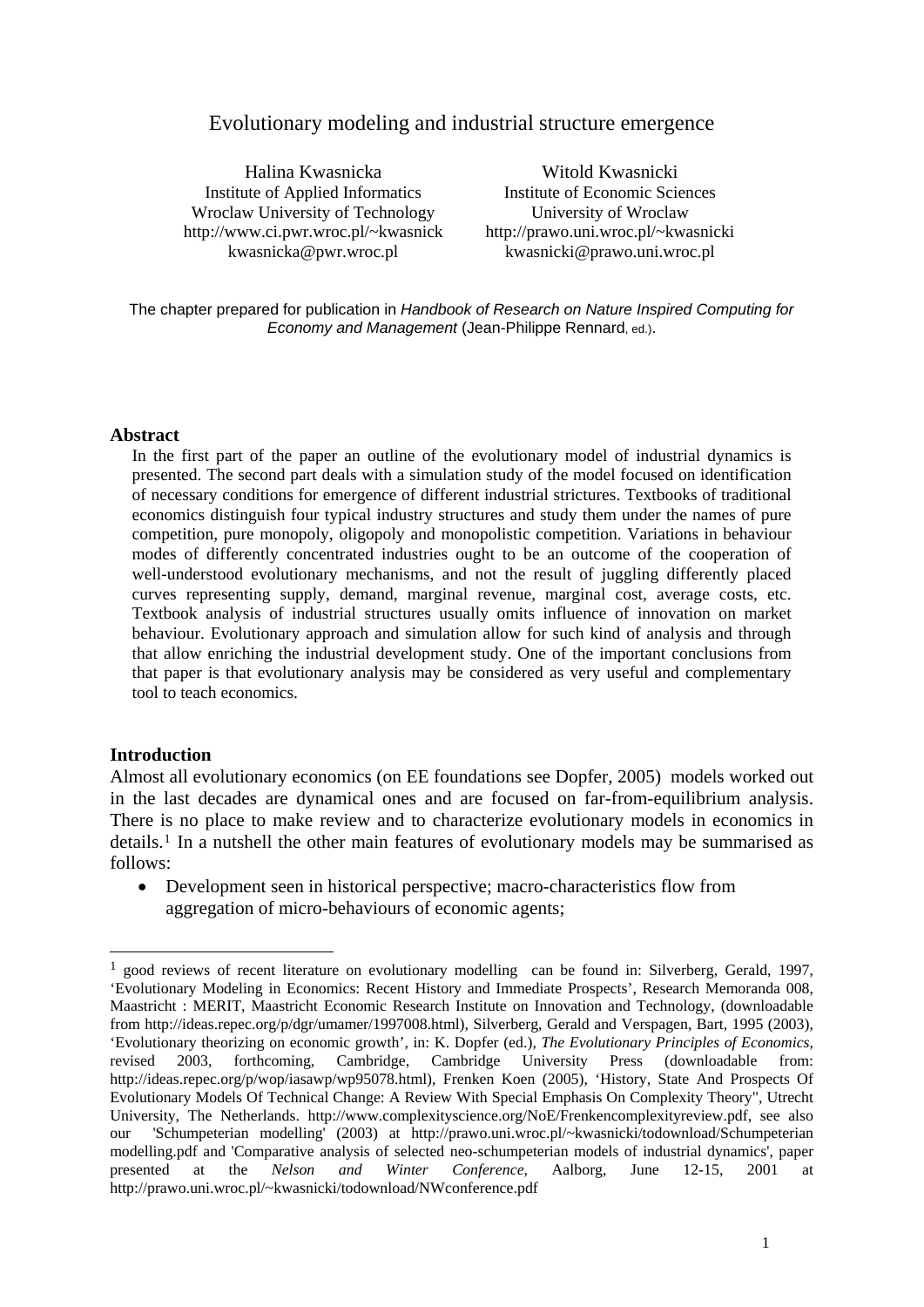# Evolutionary modeling and industrial structure emergence

Halina Kwasnicka
Institute of Applied Informatics
Wroclaw University of Technology
http://www.ci.pwr.wroc.pl/~kwasnick
kwasnicka@pwr.wroc.pl

Witold Kwasnicki
Institute of Economic Sciences
University of Wroclaw
http://prawo.uni.wroc.pl/~kwasnicki
kwasnicki@prawo.uni.wroc.pl

The chapter prepared for publication in *Handbook of Research on Nature Inspired Computing for Economy and Management* (Jean-Philippe Rennard, ed.).

## Abstract

In the first part of the paper an outline of the evolutionary model of industrial dynamics is presented. The second part deals with a simulation study of the model focused on identification of necessary conditions for emergence of different industrial strictures. Textbooks of traditional economics distinguish four typical industry structures and study them under the names of pure competition, pure monopoly, oligopoly and monopolistic competition. Variations in behaviour modes of differently concentrated industries ought to be an outcome of the cooperation of well-understood evolutionary mechanisms, and not the result of juggling differently placed curves representing supply, demand, marginal revenue, marginal cost, average costs, etc. Textbook analysis of industrial structures usually omits influence of innovation on market behaviour. Evolutionary approach and simulation allow for such kind of analysis and through that allow enriching the industrial development study. One of the important conclusions from that paper is that evolutionary analysis may be considered as very useful and complementary tool to teach economics.

## Introduction

Almost all evolutionary economics (on EE foundations see Dopfer, 2005) models worked out in the last decades are dynamical ones and are focused on far-from-equilibrium analysis. There is no place to make review and to characterize evolutionary models in economics in details.[1] In a nutshell the other main features of evolutionary models may be summarised as follows:

- Development seen in historical perspective; macro-characteristics flow from aggregation of micro-behaviours of economic agents;

[1] good reviews of recent literature on evolutionary modelling can be found in: Silverberg, Gerald, 1997, 'Evolutionary Modeling in Economics: Recent History and Immediate Prospects', Research Memoranda 008, Maastricht : MERIT, Maastricht Economic Research Institute on Innovation and Technology, (downloadable from http://ideas.repec.org/p/dgr/umamer/1997008.html), Silverberg, Gerald and Verspagen, Bart, 1995 (2003), 'Evolutionary theorizing on economic growth', in: K. Dopfer (ed.), *The Evolutionary Principles of Economics*, revised 2003, forthcoming, Cambridge, Cambridge University Press (downloadable from: http://ideas.repec.org/p/wop/iasawp/wp95078.html), Frenken Koen (2005), 'History, State And Prospects Of Evolutionary Models Of Technical Change: A Review With Special Emphasis On Complexity Theory", Utrecht University, The Netherlands. http://www.complexityscience.org/NoE/Frenkencomplexityreview.pdf, see also our 'Schumpeterian modelling' (2003) at http://prawo.uni.wroc.pl/~kwasnicki/todownload/Schumpeterian modelling.pdf and 'Comparative analysis of selected neo-schumpeterian models of industrial dynamics', paper presented at the *Nelson and Winter Conference*, Aalborg, June 12-15, 2001 at http://prawo.uni.wroc.pl/~kwasnicki/todownload/NWconference.pdf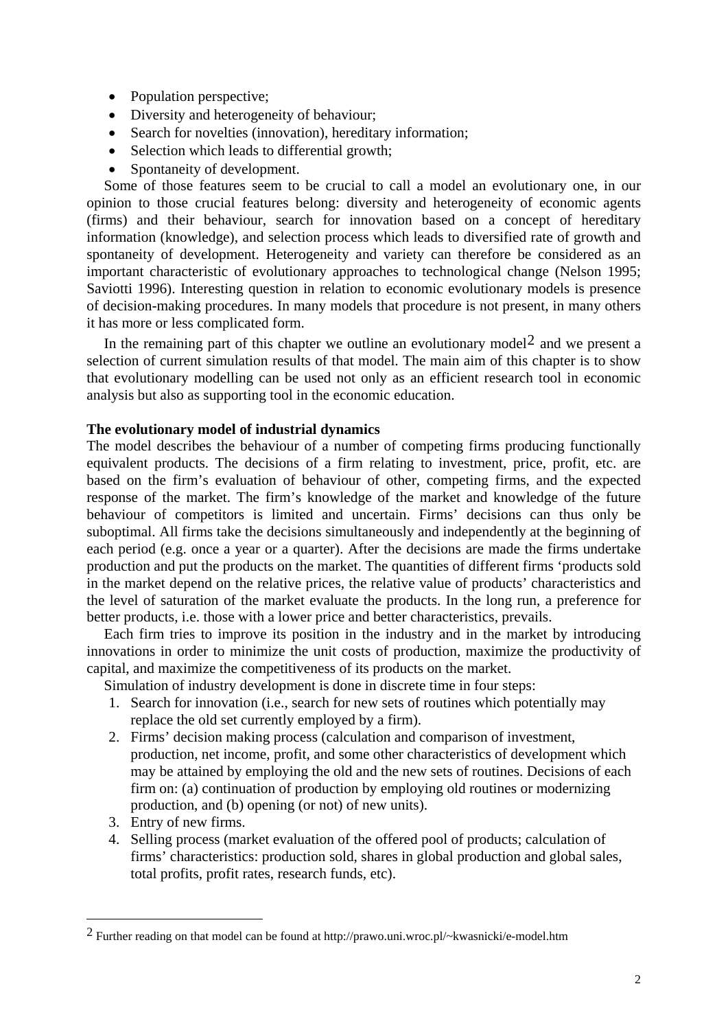- Population perspective;
- Diversity and heterogeneity of behaviour;
- Search for novelties (innovation), hereditary information;
- Selection which leads to differential growth;
- Spontaneity of development.

Some of those features seem to be crucial to call a model an evolutionary one, in our opinion to those crucial features belong: diversity and heterogeneity of economic agents (firms) and their behaviour, search for innovation based on a concept of hereditary information (knowledge), and selection process which leads to diversified rate of growth and spontaneity of development. Heterogeneity and variety can therefore be considered as an important characteristic of evolutionary approaches to technological change (Nelson 1995; Saviotti 1996). Interesting question in relation to economic evolutionary models is presence of decision-making procedures. In many models that procedure is not present, in many others it has more or less complicated form.

In the remaining part of this chapter we outline an evolutionary model[2] and we present a selection of current simulation results of that model. The main aim of this chapter is to show that evolutionary modelling can be used not only as an efficient research tool in economic analysis but also as supporting tool in the economic education.

**The evolutionary model of industrial dynamics**

The model describes the behaviour of a number of competing firms producing functionally equivalent products. The decisions of a firm relating to investment, price, profit, etc. are based on the firm's evaluation of behaviour of other, competing firms, and the expected response of the market. The firm's knowledge of the market and knowledge of the future behaviour of competitors is limited and uncertain. Firms' decisions can thus only be suboptimal. All firms take the decisions simultaneously and independently at the beginning of each period (e.g. once a year or a quarter). After the decisions are made the firms undertake production and put the products on the market. The quantities of different firms 'products sold in the market depend on the relative prices, the relative value of products' characteristics and the level of saturation of the market evaluate the products. In the long run, a preference for better products, i.e. those with a lower price and better characteristics, prevails.

Each firm tries to improve its position in the industry and in the market by introducing innovations in order to minimize the unit costs of production, maximize the productivity of capital, and maximize the competitiveness of its products on the market.

Simulation of industry development is done in discrete time in four steps:

1. Search for innovation (i.e., search for new sets of routines which potentially may replace the old set currently employed by a firm).
2. Firms' decision making process (calculation and comparison of investment, production, net income, profit, and some other characteristics of development which may be attained by employing the old and the new sets of routines. Decisions of each firm on: (a) continuation of production by employing old routines or modernizing production, and (b) opening (or not) of new units).
3. Entry of new firms.
4. Selling process (market evaluation of the offered pool of products; calculation of firms' characteristics: production sold, shares in global production and global sales, total profits, profit rates, research funds, etc).

---

[2] Further reading on that model can be found at http://prawo.uni.wroc.pl/~kwasnicki/e-model.htm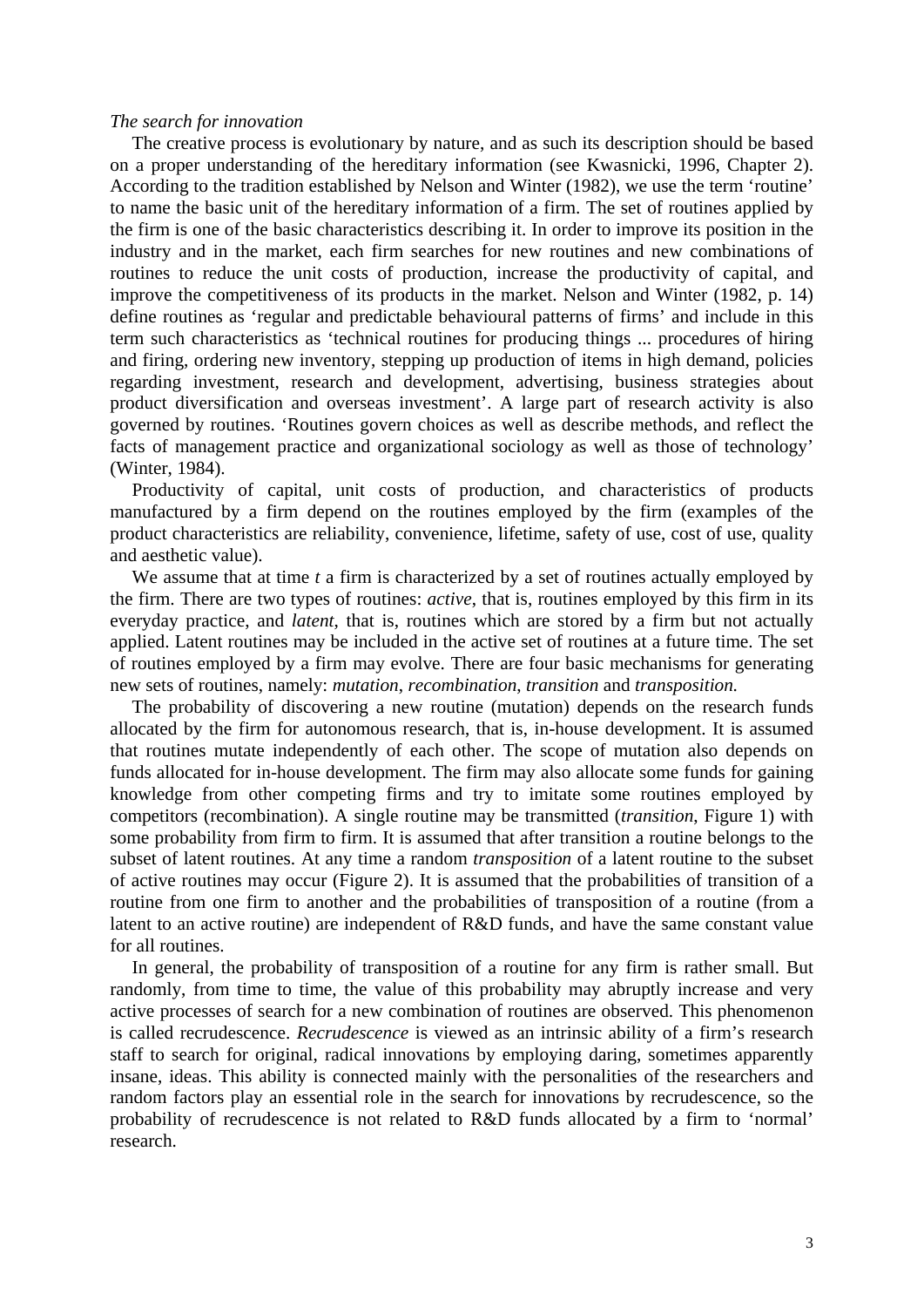*The search for innovation*

The creative process is evolutionary by nature, and as such its description should be based on a proper understanding of the hereditary information (see Kwasnicki, 1996, Chapter 2). According to the tradition established by Nelson and Winter (1982), we use the term 'routine' to name the basic unit of the hereditary information of a firm. The set of routines applied by the firm is one of the basic characteristics describing it. In order to improve its position in the industry and in the market, each firm searches for new routines and new combinations of routines to reduce the unit costs of production, increase the productivity of capital, and improve the competitiveness of its products in the market. Nelson and Winter (1982, p. 14) define routines as 'regular and predictable behavioural patterns of firms' and include in this term such characteristics as 'technical routines for producing things ... procedures of hiring and firing, ordering new inventory, stepping up production of items in high demand, policies regarding investment, research and development, advertising, business strategies about product diversification and overseas investment'. A large part of research activity is also governed by routines. 'Routines govern choices as well as describe methods, and reflect the facts of management practice and organizational sociology as well as those of technology' (Winter, 1984).

Productivity of capital, unit costs of production, and characteristics of products manufactured by a firm depend on the routines employed by the firm (examples of the product characteristics are reliability, convenience, lifetime, safety of use, cost of use, quality and aesthetic value).

We assume that at time *t* a firm is characterized by a set of routines actually employed by the firm. There are two types of routines: *active*, that is, routines employed by this firm in its everyday practice, and *latent*, that is, routines which are stored by a firm but not actually applied. Latent routines may be included in the active set of routines at a future time. The set of routines employed by a firm may evolve. There are four basic mechanisms for generating new sets of routines, namely: *mutation*, *recombination*, *transition* and *transposition.*

The probability of discovering a new routine (mutation) depends on the research funds allocated by the firm for autonomous research, that is, in-house development. It is assumed that routines mutate independently of each other. The scope of mutation also depends on funds allocated for in-house development. The firm may also allocate some funds for gaining knowledge from other competing firms and try to imitate some routines employed by competitors (recombination). A single routine may be transmitted (*transition*, Figure 1) with some probability from firm to firm. It is assumed that after transition a routine belongs to the subset of latent routines. At any time a random *transposition* of a latent routine to the subset of active routines may occur (Figure 2). It is assumed that the probabilities of transition of a routine from one firm to another and the probabilities of transposition of a routine (from a latent to an active routine) are independent of R&D funds, and have the same constant value for all routines.

In general, the probability of transposition of a routine for any firm is rather small. But randomly, from time to time, the value of this probability may abruptly increase and very active processes of search for a new combination of routines are observed. This phenomenon is called recrudescence. *Recrudescence* is viewed as an intrinsic ability of a firm's research staff to search for original, radical innovations by employing daring, sometimes apparently insane, ideas. This ability is connected mainly with the personalities of the researchers and random factors play an essential role in the search for innovations by recrudescence, so the probability of recrudescence is not related to R&D funds allocated by a firm to 'normal' research.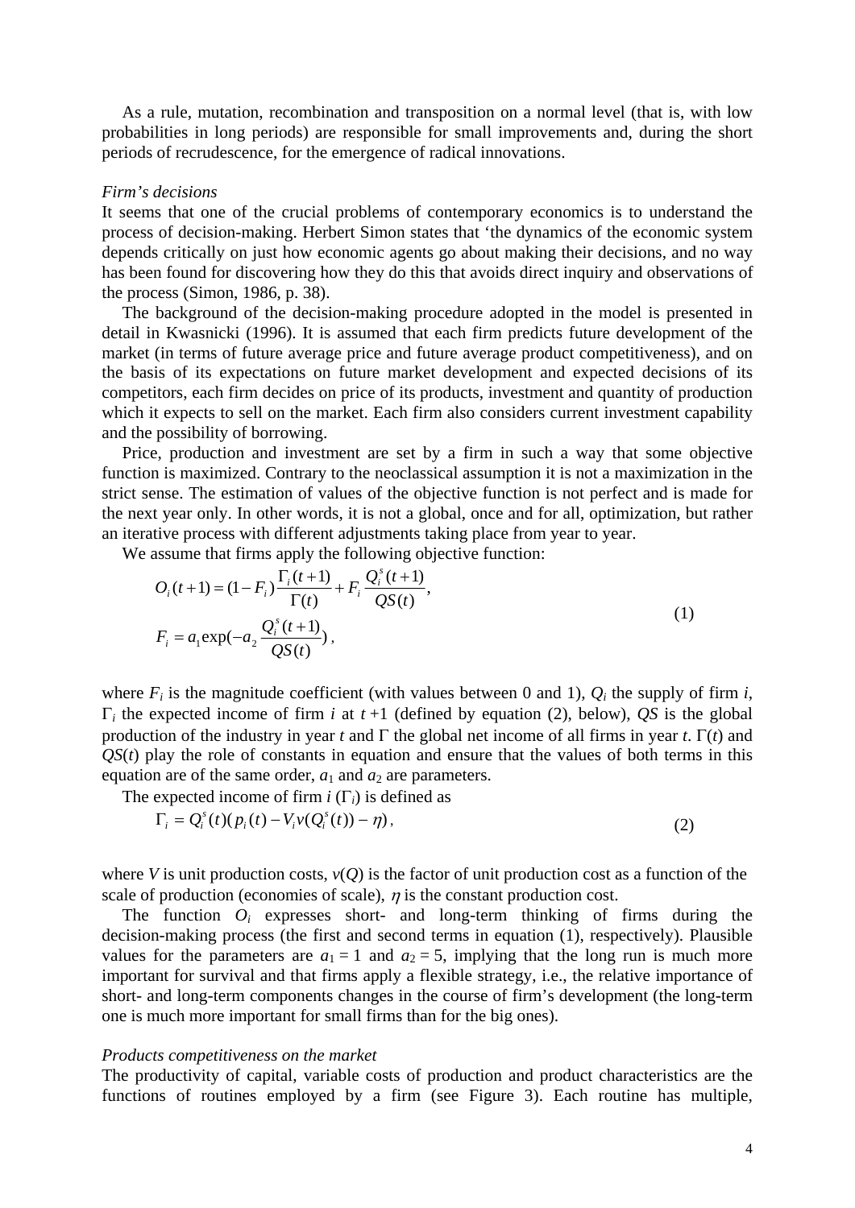As a rule, mutation, recombination and transposition on a normal level (that is, with low probabilities in long periods) are responsible for small improvements and, during the short periods of recrudescence, for the emergence of radical innovations.

*Firm's decisions*

It seems that one of the crucial problems of contemporary economics is to understand the process of decision-making. Herbert Simon states that 'the dynamics of the economic system depends critically on just how economic agents go about making their decisions, and no way has been found for discovering how they do this that avoids direct inquiry and observations of the process (Simon, 1986, p. 38).

The background of the decision-making procedure adopted in the model is presented in detail in Kwasnicki (1996). It is assumed that each firm predicts future development of the market (in terms of future average price and future average product competitiveness), and on the basis of its expectations on future market development and expected decisions of its competitors, each firm decides on price of its products, investment and quantity of production which it expects to sell on the market. Each firm also considers current investment capability and the possibility of borrowing.

Price, production and investment are set by a firm in such a way that some objective function is maximized. Contrary to the neoclassical assumption it is not a maximization in the strict sense. The estimation of values of the objective function is not perfect and is made for the next year only. In other words, it is not a global, once and for all, optimization, but rather an iterative process with different adjustments taking place from year to year.

We assume that firms apply the following objective function:

$$
\begin{aligned}
O_i(t+1) &= (1-F_i)\frac{\Gamma_i(t+1)}{\Gamma(t)} + F_i\frac{Q_i^s(t+1)}{QS(t)}, \\
F_i &= a_1 \exp\left(-a_2\frac{Q_i^s(t+1)}{QS(t)}\right),
\end{aligned}
\tag{1}
$$

where $F_i$ is the magnitude coefficient (with values between 0 and 1), $Q_i$ the supply of firm *i*, $\Gamma_i$ the expected income of firm *i* at $t+1$ (defined by equation (2), below), $QS$ is the global production of the industry in year *t* and $\Gamma$ the global net income of all firms in year *t*. $\Gamma(t)$ and $QS(t)$ play the role of constants in equation and ensure that the values of both terms in this equation are of the same order, $a_1$ and $a_2$ are parameters.

The expected income of firm *i* ($\Gamma_i$) is defined as

$$
\Gamma_i = Q_i^s(t)(p_i(t) - V_i v(Q_i^s(t)) - \eta),
\tag{2}
$$

where $V$ is unit production costs, $v(Q)$ is the factor of unit production cost as a function of the scale of production (economies of scale), $\eta$ is the constant production cost.

The function $O_i$ expresses short- and long-term thinking of firms during the decision-making process (the first and second terms in equation (1), respectively). Plausible values for the parameters are $a_1 = 1$ and $a_2 = 5$, implying that the long run is much more important for survival and that firms apply a flexible strategy, i.e., the relative importance of short- and long-term components changes in the course of firm's development (the long-term one is much more important for small firms than for the big ones).

*Products competitiveness on the market*

The productivity of capital, variable costs of production and product characteristics are the functions of routines employed by a firm (see Figure 3). Each routine has multiple,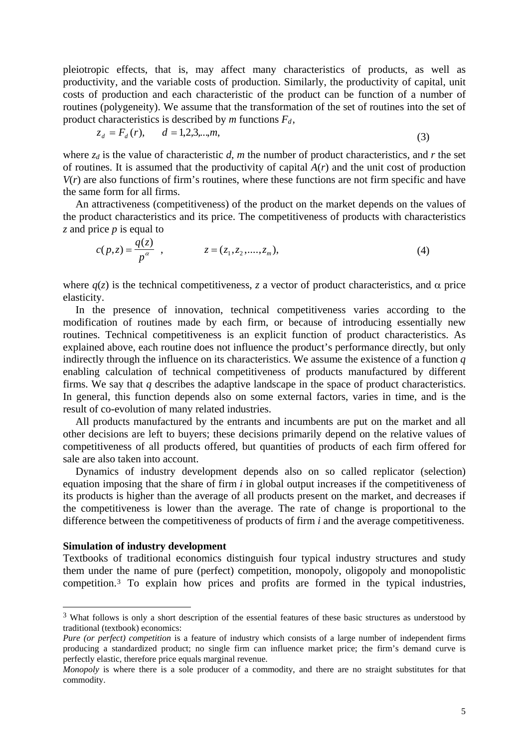pleiotropic effects, that is, may affect many characteristics of products, as well as productivity, and the variable costs of production. Similarly, the productivity of capital, unit costs of production and each characteristic of the product can be function of a number of routines (polygeneity). We assume that the transformation of the set of routines into the set of product characteristics is described by $m$ functions $F_d$,

$$z_d = F_d(r), \qquad d = 1,2,3,...,m, \tag{3}$$

where $z_d$ is the value of characteristic $d$, $m$ the number of product characteristics, and $r$ the set of routines. It is assumed that the productivity of capital $A(r)$ and the unit cost of production $V(r)$ are also functions of firm's routines, where these functions are not firm specific and have the same form for all firms.

An attractiveness (competitiveness) of the product on the market depends on the values of the product characteristics and its price. The competitiveness of products with characteristics $z$ and price $p$ is equal to

$$c(p,z) = \frac{q(z)}{p^{\alpha}}, \qquad z = (z_1, z_2, ...., z_m), \tag{4}$$

where $q(z)$ is the technical competitiveness, $z$ a vector of product characteristics, and $\alpha$ price elasticity.

In the presence of innovation, technical competitiveness varies according to the modification of routines made by each firm, or because of introducing essentially new routines. Technical competitiveness is an explicit function of product characteristics. As explained above, each routine does not influence the product's performance directly, but only indirectly through the influence on its characteristics. We assume the existence of a function $q$ enabling calculation of technical competitiveness of products manufactured by different firms. We say that $q$ describes the adaptive landscape in the space of product characteristics. In general, this function depends also on some external factors, varies in time, and is the result of co-evolution of many related industries.

All products manufactured by the entrants and incumbents are put on the market and all other decisions are left to buyers; these decisions primarily depend on the relative values of competitiveness of all products offered, but quantities of products of each firm offered for sale are also taken into account.

Dynamics of industry development depends also on so called replicator (selection) equation imposing that the share of firm $i$ in global output increases if the competitiveness of its products is higher than the average of all products present on the market, and decreases if the competitiveness is lower than the average. The rate of change is proportional to the difference between the competitiveness of products of firm $i$ and the average competitiveness.

**Simulation of industry development**

Textbooks of traditional economics distinguish four typical industry structures and study them under the name of pure (perfect) competition, monopoly, oligopoly and monopolistic competition.[3] To explain how prices and profits are formed in the typical industries,

---

[3] What follows is only a short description of the essential features of these basic structures as understood by traditional (textbook) economics:

*Pure (or perfect) competition* is a feature of industry which consists of a large number of independent firms producing a standardized product; no single firm can influence market price; the firm's demand curve is perfectly elastic, therefore price equals marginal revenue.

*Monopoly* is where there is a sole producer of a commodity, and there are no straight substitutes for that commodity.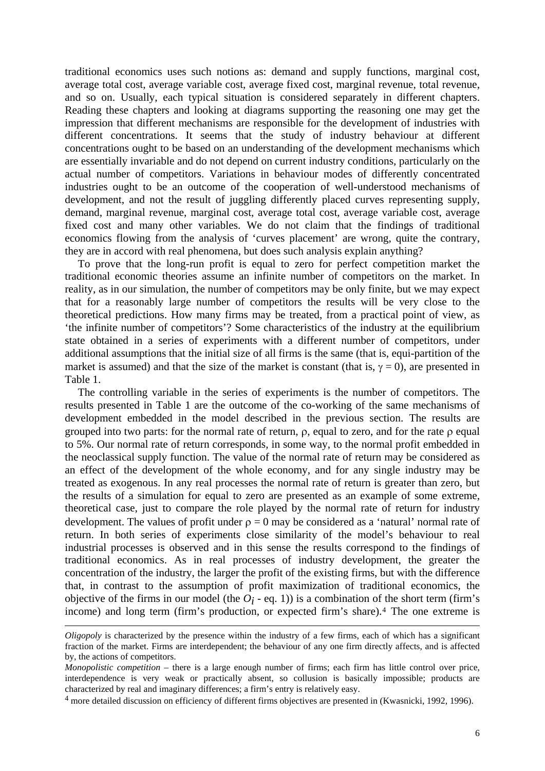traditional economics uses such notions as: demand and supply functions, marginal cost, average total cost, average variable cost, average fixed cost, marginal revenue, total revenue, and so on. Usually, each typical situation is considered separately in different chapters. Reading these chapters and looking at diagrams supporting the reasoning one may get the impression that different mechanisms are responsible for the development of industries with different concentrations. It seems that the study of industry behaviour at different concentrations ought to be based on an understanding of the development mechanisms which are essentially invariable and do not depend on current industry conditions, particularly on the actual number of competitors. Variations in behaviour modes of differently concentrated industries ought to be an outcome of the cooperation of well-understood mechanisms of development, and not the result of juggling differently placed curves representing supply, demand, marginal revenue, marginal cost, average total cost, average variable cost, average fixed cost and many other variables. We do not claim that the findings of traditional economics flowing from the analysis of 'curves placement' are wrong, quite the contrary, they are in accord with real phenomena, but does such analysis explain anything?

To prove that the long-run profit is equal to zero for perfect competition market the traditional economic theories assume an infinite number of competitors on the market. In reality, as in our simulation, the number of competitors may be only finite, but we may expect that for a reasonably large number of competitors the results will be very close to the theoretical predictions. How many firms may be treated, from a practical point of view, as 'the infinite number of competitors'? Some characteristics of the industry at the equilibrium state obtained in a series of experiments with a different number of competitors, under additional assumptions that the initial size of all firms is the same (that is, equi-partition of the market is assumed) and that the size of the market is constant (that is, $\gamma = 0$), are presented in Table 1.

The controlling variable in the series of experiments is the number of competitors. The results presented in Table 1 are the outcome of the co-working of the same mechanisms of development embedded in the model described in the previous section. The results are grouped into two parts: for the normal rate of return, $\rho$, equal to zero, and for the rate $\rho$ equal to 5%. Our normal rate of return corresponds, in some way, to the normal profit embedded in the neoclassical supply function. The value of the normal rate of return may be considered as an effect of the development of the whole economy, and for any single industry may be treated as exogenous. In any real processes the normal rate of return is greater than zero, but the results of a simulation for equal to zero are presented as an example of some extreme, theoretical case, just to compare the role played by the normal rate of return for industry development. The values of profit under $\rho = 0$ may be considered as a 'natural' normal rate of return. In both series of experiments close similarity of the model's behaviour to real industrial processes is observed and in this sense the results correspond to the findings of traditional economics. As in real processes of industry development, the greater the concentration of the industry, the larger the profit of the existing firms, but with the difference that, in contrast to the assumption of profit maximization of traditional economics, the objective of the firms in our model (the $O_i$ - eq. 1)) is a combination of the short term (firm's income) and long term (firm's production, or expected firm's share).[4] The one extreme is

---

*Oligopoly* is characterized by the presence within the industry of a few firms, each of which has a significant fraction of the market. Firms are interdependent; the behaviour of any one firm directly affects, and is affected by, the actions of competitors.

*Monopolistic competition* – there is a large enough number of firms; each firm has little control over price, interdependence is very weak or practically absent, so collusion is basically impossible; products are characterized by real and imaginary differences; a firm's entry is relatively easy.

[4] more detailed discussion on efficiency of different firms objectives are presented in (Kwasnicki, 1992, 1996).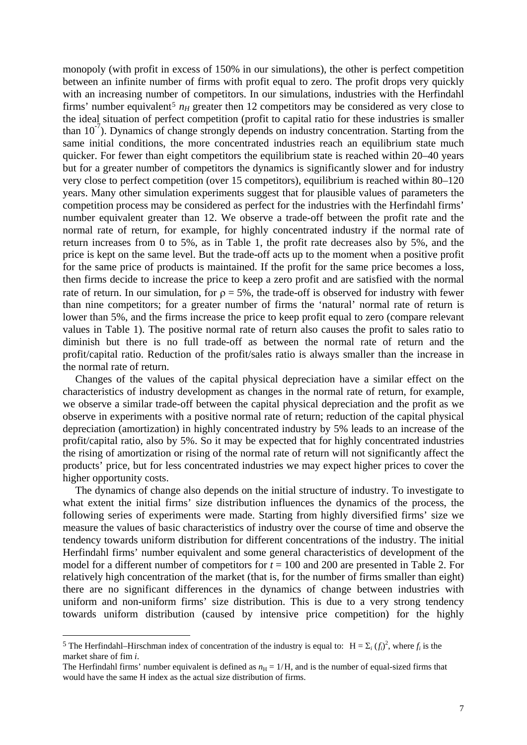monopoly (with profit in excess of 150% in our simulations), the other is perfect competition between an infinite number of firms with profit equal to zero. The profit drops very quickly with an increasing number of competitors. In our simulations, industries with the Herfindahl firms' number equivalent[5] $n_H$ greater then 12 competitors may be considered as very close to the ideal situation of perfect competition (profit to capital ratio for these industries is smaller than $10^{-7}$). Dynamics of change strongly depends on industry concentration. Starting from the same initial conditions, the more concentrated industries reach an equilibrium state much quicker. For fewer than eight competitors the equilibrium state is reached within 20–40 years but for a greater number of competitors the dynamics is significantly slower and for industry very close to perfect competition (over 15 competitors), equilibrium is reached within 80–120 years. Many other simulation experiments suggest that for plausible values of parameters the competition process may be considered as perfect for the industries with the Herfindahl firms' number equivalent greater than 12. We observe a trade-off between the profit rate and the normal rate of return, for example, for highly concentrated industry if the normal rate of return increases from 0 to 5%, as in Table 1, the profit rate decreases also by 5%, and the price is kept on the same level. But the trade-off acts up to the moment when a positive profit for the same price of products is maintained. If the profit for the same price becomes a loss, then firms decide to increase the price to keep a zero profit and are satisfied with the normal rate of return. In our simulation, for $\rho = 5\%$, the trade-off is observed for industry with fewer than nine competitors; for a greater number of firms the 'natural' normal rate of return is lower than 5%, and the firms increase the price to keep profit equal to zero (compare relevant values in Table 1). The positive normal rate of return also causes the profit to sales ratio to diminish but there is no full trade-off as between the normal rate of return and the profit/capital ratio. Reduction of the profit/sales ratio is always smaller than the increase in the normal rate of return.

Changes of the values of the capital physical depreciation have a similar effect on the characteristics of industry development as changes in the normal rate of return, for example, we observe a similar trade-off between the capital physical depreciation and the profit as we observe in experiments with a positive normal rate of return; reduction of the capital physical depreciation (amortization) in highly concentrated industry by 5% leads to an increase of the profit/capital ratio, also by 5%. So it may be expected that for highly concentrated industries the rising of amortization or rising of the normal rate of return will not significantly affect the products' price, but for less concentrated industries we may expect higher prices to cover the higher opportunity costs.

The dynamics of change also depends on the initial structure of industry. To investigate to what extent the initial firms' size distribution influences the dynamics of the process, the following series of experiments were made. Starting from highly diversified firms' size we measure the values of basic characteristics of industry over the course of time and observe the tendency towards uniform distribution for different concentrations of the industry. The initial Herfindahl firms' number equivalent and some general characteristics of development of the model for a different number of competitors for $t = 100$ and 200 are presented in Table 2. For relatively high concentration of the market (that is, for the number of firms smaller than eight) there are no significant differences in the dynamics of change between industries with uniform and non-uniform firms' size distribution. This is due to a very strong tendency towards uniform distribution (caused by intensive price competition) for the highly

[5] The Herfindahl–Hirschman index of concentration of the industry is equal to: $H = \Sigma_i (f_i)^2$, where $f_i$ is the market share of fim $i$.

The Herfindahl firms' number equivalent is defined as $n_H = 1/H$, and is the number of equal-sized firms that would have the same H index as the actual size distribution of firms.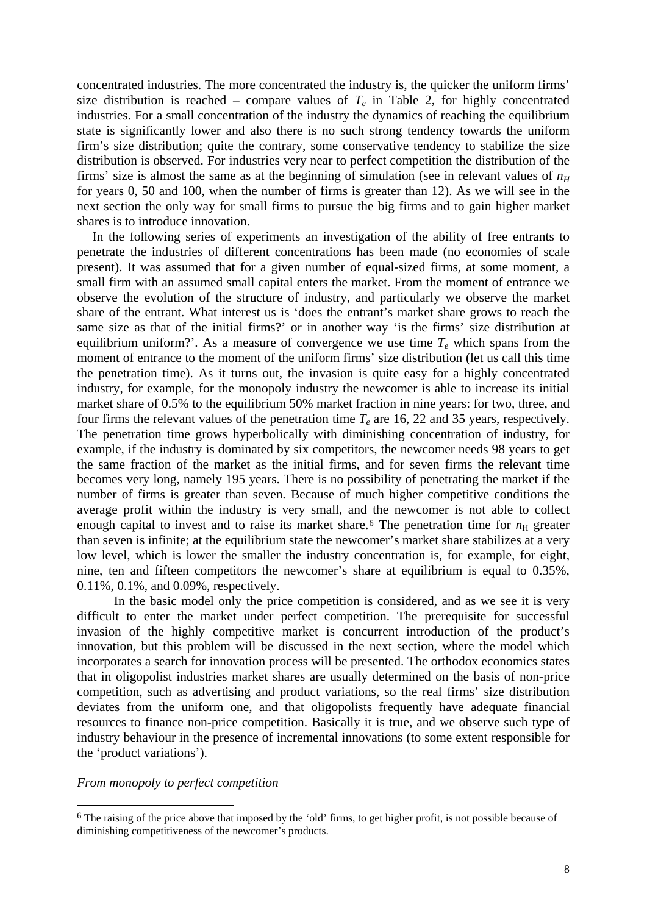concentrated industries. The more concentrated the industry is, the quicker the uniform firms' size distribution is reached – compare values of $T_e$ in Table 2, for highly concentrated industries. For a small concentration of the industry the dynamics of reaching the equilibrium state is significantly lower and also there is no such strong tendency towards the uniform firm's size distribution; quite the contrary, some conservative tendency to stabilize the size distribution is observed. For industries very near to perfect competition the distribution of the firms' size is almost the same as at the beginning of simulation (see in relevant values of $n_H$ for years 0, 50 and 100, when the number of firms is greater than 12). As we will see in the next section the only way for small firms to pursue the big firms and to gain higher market shares is to introduce innovation.

In the following series of experiments an investigation of the ability of free entrants to penetrate the industries of different concentrations has been made (no economies of scale present). It was assumed that for a given number of equal-sized firms, at some moment, a small firm with an assumed small capital enters the market. From the moment of entrance we observe the evolution of the structure of industry, and particularly we observe the market share of the entrant. What interest us is 'does the entrant's market share grows to reach the same size as that of the initial firms?' or in another way 'is the firms' size distribution at equilibrium uniform?'. As a measure of convergence we use time $T_e$ which spans from the moment of entrance to the moment of the uniform firms' size distribution (let us call this time the penetration time). As it turns out, the invasion is quite easy for a highly concentrated industry, for example, for the monopoly industry the newcomer is able to increase its initial market share of 0.5% to the equilibrium 50% market fraction in nine years: for two, three, and four firms the relevant values of the penetration time $T_e$ are 16, 22 and 35 years, respectively. The penetration time grows hyperbolically with diminishing concentration of industry, for example, if the industry is dominated by six competitors, the newcomer needs 98 years to get the same fraction of the market as the initial firms, and for seven firms the relevant time becomes very long, namely 195 years. There is no possibility of penetrating the market if the number of firms is greater than seven. Because of much higher competitive conditions the average profit within the industry is very small, and the newcomer is not able to collect enough capital to invest and to raise its market share.[6] The penetration time for $n_H$ greater than seven is infinite; at the equilibrium state the newcomer's market share stabilizes at a very low level, which is lower the smaller the industry concentration is, for example, for eight, nine, ten and fifteen competitors the newcomer's share at equilibrium is equal to 0.35%, 0.11%, 0.1%, and 0.09%, respectively.

In the basic model only the price competition is considered, and as we see it is very difficult to enter the market under perfect competition. The prerequisite for successful invasion of the highly competitive market is concurrent introduction of the product's innovation, but this problem will be discussed in the next section, where the model which incorporates a search for innovation process will be presented. The orthodox economics states that in oligopolist industries market shares are usually determined on the basis of non-price competition, such as advertising and product variations, so the real firms' size distribution deviates from the uniform one, and that oligopolists frequently have adequate financial resources to finance non-price competition. Basically it is true, and we observe such type of industry behaviour in the presence of incremental innovations (to some extent responsible for the 'product variations').

*From monopoly to perfect competition*

---

[6] The raising of the price above that imposed by the 'old' firms, to get higher profit, is not possible because of diminishing competitiveness of the newcomer's products.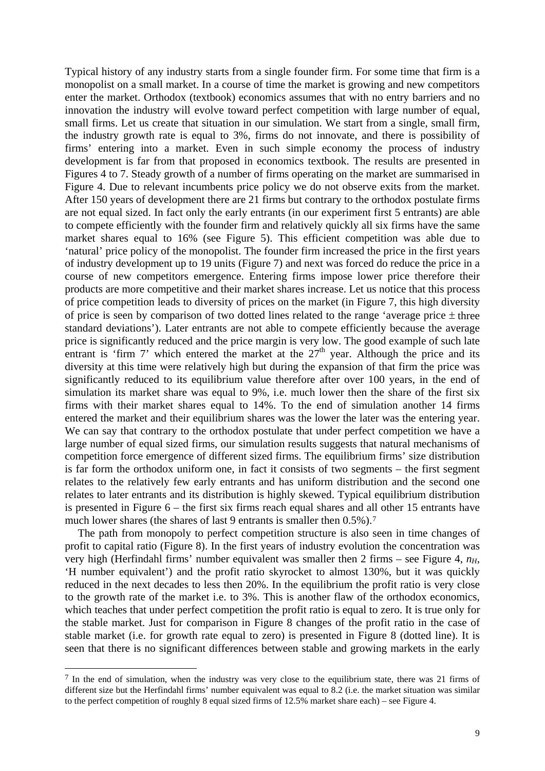Typical history of any industry starts from a single founder firm. For some time that firm is a monopolist on a small market. In a course of time the market is growing and new competitors enter the market. Orthodox (textbook) economics assumes that with no entry barriers and no innovation the industry will evolve toward perfect competition with large number of equal, small firms. Let us create that situation in our simulation. We start from a single, small firm, the industry growth rate is equal to 3%, firms do not innovate, and there is possibility of firms' entering into a market. Even in such simple economy the process of industry development is far from that proposed in economics textbook. The results are presented in Figures 4 to 7. Steady growth of a number of firms operating on the market are summarised in Figure 4. Due to relevant incumbents price policy we do not observe exits from the market. After 150 years of development there are 21 firms but contrary to the orthodox postulate firms are not equal sized. In fact only the early entrants (in our experiment first 5 entrants) are able to compete efficiently with the founder firm and relatively quickly all six firms have the same market shares equal to 16% (see Figure 5). This efficient competition was able due to 'natural' price policy of the monopolist. The founder firm increased the price in the first years of industry development up to 19 units (Figure 7) and next was forced do reduce the price in a course of new competitors emergence. Entering firms impose lower price therefore their products are more competitive and their market shares increase. Let us notice that this process of price competition leads to diversity of prices on the market (in Figure 7, this high diversity of price is seen by comparison of two dotted lines related to the range 'average price ± three standard deviations'). Later entrants are not able to compete efficiently because the average price is significantly reduced and the price margin is very low. The good example of such late entrant is 'firm 7' which entered the market at the 27[th] year. Although the price and its diversity at this time were relatively high but during the expansion of that firm the price was significantly reduced to its equilibrium value therefore after over 100 years, in the end of simulation its market share was equal to 9%, i.e. much lower then the share of the first six firms with their market shares equal to 14%. To the end of simulation another 14 firms entered the market and their equilibrium shares was the lower the later was the entering year. We can say that contrary to the orthodox postulate that under perfect competition we have a large number of equal sized firms, our simulation results suggests that natural mechanisms of competition force emergence of different sized firms. The equilibrium firms' size distribution is far form the orthodox uniform one, in fact it consists of two segments – the first segment relates to the relatively few early entrants and has uniform distribution and the second one relates to later entrants and its distribution is highly skewed. Typical equilibrium distribution is presented in Figure 6 – the first six firms reach equal shares and all other 15 entrants have much lower shares (the shares of last 9 entrants is smaller then 0.5%).[7]

The path from monopoly to perfect competition structure is also seen in time changes of profit to capital ratio (Figure 8). In the first years of industry evolution the concentration was very high (Herfindahl firms' number equivalent was smaller then 2 firms – see Figure 4, $n_H$, 'H number equivalent') and the profit ratio skyrocket to almost 130%, but it was quickly reduced in the next decades to less then 20%. In the equilibrium the profit ratio is very close to the growth rate of the market i.e. to 3%. This is another flaw of the orthodox economics, which teaches that under perfect competition the profit ratio is equal to zero. It is true only for the stable market. Just for comparison in Figure 8 changes of the profit ratio in the case of stable market (i.e. for growth rate equal to zero) is presented in Figure 8 (dotted line). It is seen that there is no significant differences between stable and growing markets in the early

---

[7] In the end of simulation, when the industry was very close to the equilibrium state, there was 21 firms of different size but the Herfindahl firms' number equivalent was equal to 8.2 (i.e. the market situation was similar to the perfect competition of roughly 8 equal sized firms of 12.5% market share each) – see Figure 4.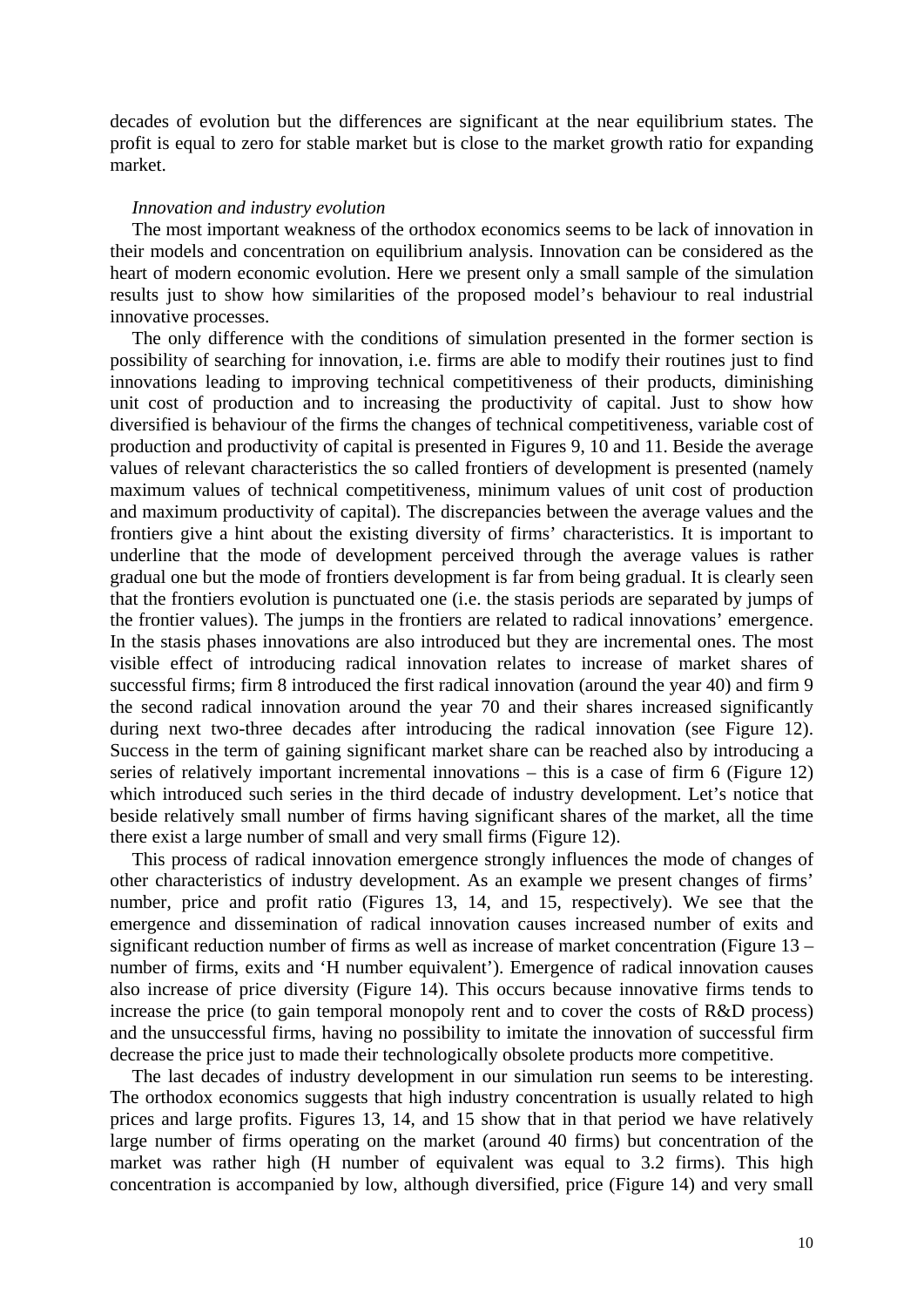decades of evolution but the differences are significant at the near equilibrium states. The profit is equal to zero for stable market but is close to the market growth ratio for expanding market.

*Innovation and industry evolution*

The most important weakness of the orthodox economics seems to be lack of innovation in their models and concentration on equilibrium analysis. Innovation can be considered as the heart of modern economic evolution. Here we present only a small sample of the simulation results just to show how similarities of the proposed model's behaviour to real industrial innovative processes.

The only difference with the conditions of simulation presented in the former section is possibility of searching for innovation, i.e. firms are able to modify their routines just to find innovations leading to improving technical competitiveness of their products, diminishing unit cost of production and to increasing the productivity of capital. Just to show how diversified is behaviour of the firms the changes of technical competitiveness, variable cost of production and productivity of capital is presented in Figures 9, 10 and 11. Beside the average values of relevant characteristics the so called frontiers of development is presented (namely maximum values of technical competitiveness, minimum values of unit cost of production and maximum productivity of capital). The discrepancies between the average values and the frontiers give a hint about the existing diversity of firms' characteristics. It is important to underline that the mode of development perceived through the average values is rather gradual one but the mode of frontiers development is far from being gradual. It is clearly seen that the frontiers evolution is punctuated one (i.e. the stasis periods are separated by jumps of the frontier values). The jumps in the frontiers are related to radical innovations' emergence. In the stasis phases innovations are also introduced but they are incremental ones. The most visible effect of introducing radical innovation relates to increase of market shares of successful firms; firm 8 introduced the first radical innovation (around the year 40) and firm 9 the second radical innovation around the year 70 and their shares increased significantly during next two-three decades after introducing the radical innovation (see Figure 12). Success in the term of gaining significant market share can be reached also by introducing a series of relatively important incremental innovations – this is a case of firm 6 (Figure 12) which introduced such series in the third decade of industry development. Let's notice that beside relatively small number of firms having significant shares of the market, all the time there exist a large number of small and very small firms (Figure 12).

This process of radical innovation emergence strongly influences the mode of changes of other characteristics of industry development. As an example we present changes of firms' number, price and profit ratio (Figures 13, 14, and 15, respectively). We see that the emergence and dissemination of radical innovation causes increased number of exits and significant reduction number of firms as well as increase of market concentration (Figure 13 – number of firms, exits and 'H number equivalent'). Emergence of radical innovation causes also increase of price diversity (Figure 14). This occurs because innovative firms tends to increase the price (to gain temporal monopoly rent and to cover the costs of R&D process) and the unsuccessful firms, having no possibility to imitate the innovation of successful firm decrease the price just to made their technologically obsolete products more competitive.

The last decades of industry development in our simulation run seems to be interesting. The orthodox economics suggests that high industry concentration is usually related to high prices and large profits. Figures 13, 14, and 15 show that in that period we have relatively large number of firms operating on the market (around 40 firms) but concentration of the market was rather high (H number of equivalent was equal to 3.2 firms). This high concentration is accompanied by low, although diversified, price (Figure 14) and very small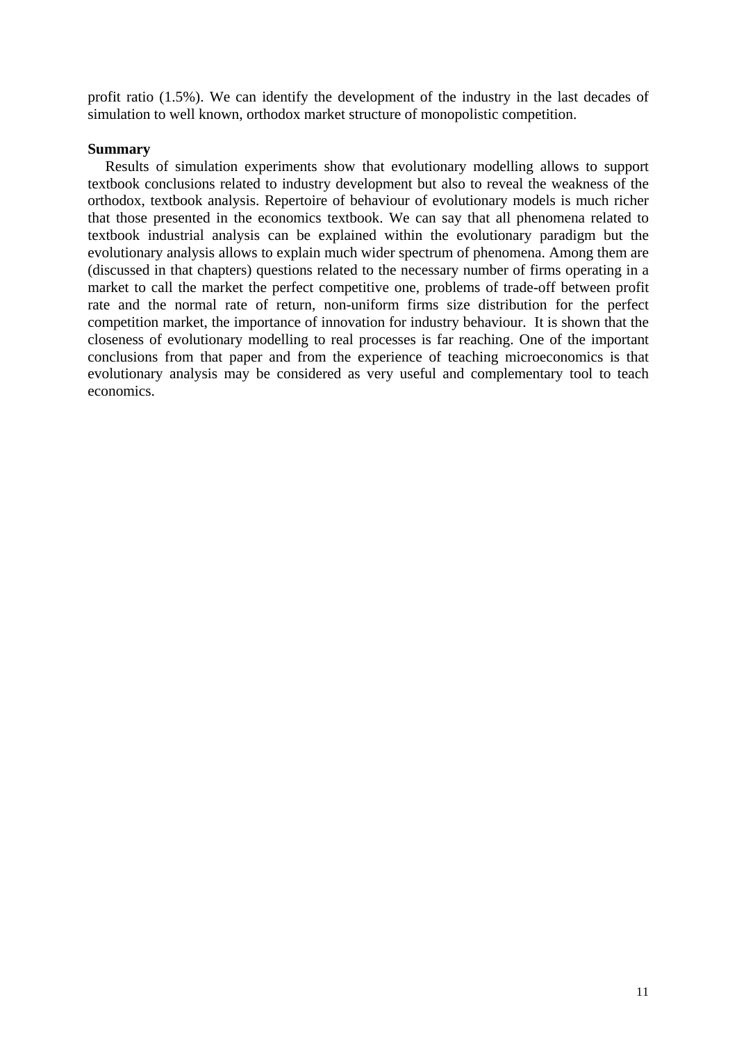profit ratio (1.5%). We can identify the development of the industry in the last decades of simulation to well known, orthodox market structure of monopolistic competition.

**Summary**

Results of simulation experiments show that evolutionary modelling allows to support textbook conclusions related to industry development but also to reveal the weakness of the orthodox, textbook analysis. Repertoire of behaviour of evolutionary models is much richer that those presented in the economics textbook. We can say that all phenomena related to textbook industrial analysis can be explained within the evolutionary paradigm but the evolutionary analysis allows to explain much wider spectrum of phenomena. Among them are (discussed in that chapters) questions related to the necessary number of firms operating in a market to call the market the perfect competitive one, problems of trade-off between profit rate and the normal rate of return, non-uniform firms size distribution for the perfect competition market, the importance of innovation for industry behaviour. It is shown that the closeness of evolutionary modelling to real processes is far reaching. One of the important conclusions from that paper and from the experience of teaching microeconomics is that evolutionary analysis may be considered as very useful and complementary tool to teach economics.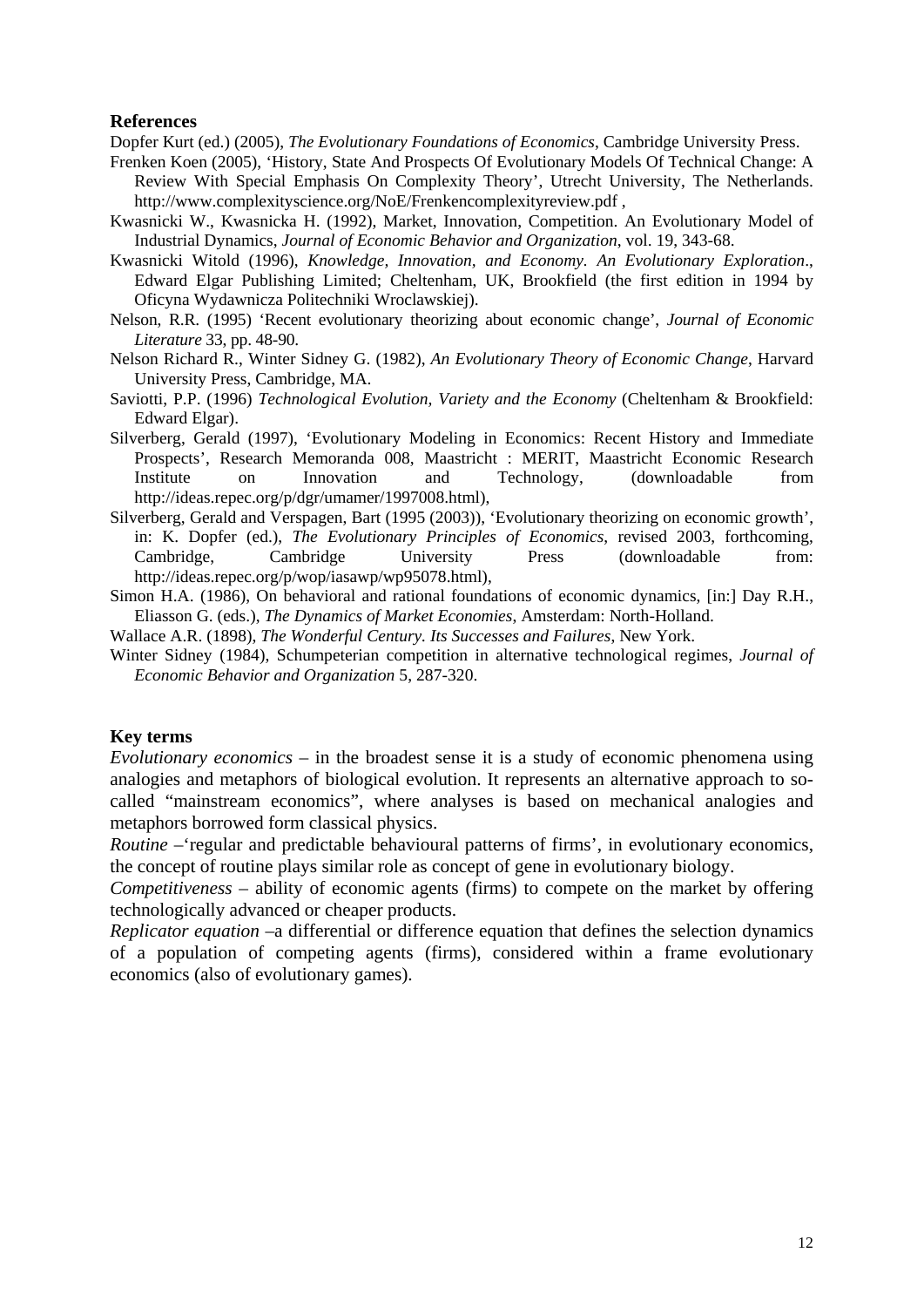## References

Dopfer Kurt (ed.) (2005), *The Evolutionary Foundations of Economics*, Cambridge University Press.

Frenken Koen (2005), 'History, State And Prospects Of Evolutionary Models Of Technical Change: A Review With Special Emphasis On Complexity Theory', Utrecht University, The Netherlands. http://www.complexityscience.org/NoE/Frenkencomplexityreview.pdf ,

Kwasnicki W., Kwasnicka H. (1992), Market, Innovation, Competition. An Evolutionary Model of Industrial Dynamics, *Journal of Economic Behavior and Organization*, vol. 19, 343-68.

Kwasnicki Witold (1996), *Knowledge, Innovation, and Economy. An Evolutionary Exploration*., Edward Elgar Publishing Limited; Cheltenham, UK, Brookfield (the first edition in 1994 by Oficyna Wydawnicza Politechniki Wroclawskiej).

Nelson, R.R. (1995) 'Recent evolutionary theorizing about economic change', *Journal of Economic Literature* 33, pp. 48-90.

Nelson Richard R., Winter Sidney G. (1982), *An Evolutionary Theory of Economic Change*, Harvard University Press, Cambridge, MA.

Saviotti, P.P. (1996) *Technological Evolution, Variety and the Economy* (Cheltenham & Brookfield: Edward Elgar).

Silverberg, Gerald (1997), 'Evolutionary Modeling in Economics: Recent History and Immediate Prospects', Research Memoranda 008, Maastricht : MERIT, Maastricht Economic Research Institute on Innovation and Technology, (downloadable from http://ideas.repec.org/p/dgr/umamer/1997008.html),

Silverberg, Gerald and Verspagen, Bart (1995 (2003)), 'Evolutionary theorizing on economic growth', in: K. Dopfer (ed.), *The Evolutionary Principles of Economics*, revised 2003, forthcoming, Cambridge, Cambridge University Press (downloadable from: http://ideas.repec.org/p/wop/iasawp/wp95078.html),

Simon H.A. (1986), On behavioral and rational foundations of economic dynamics, [in:] Day R.H., Eliasson G. (eds.), *The Dynamics of Market Economies*, Amsterdam: North-Holland.

Wallace A.R. (1898), *The Wonderful Century. Its Successes and Failures*, New York.

Winter Sidney (1984), Schumpeterian competition in alternative technological regimes, *Journal of Economic Behavior and Organization* 5, 287-320.

## Key terms

*Evolutionary economics* – in the broadest sense it is a study of economic phenomena using analogies and metaphors of biological evolution. It represents an alternative approach to so-called "mainstream economics", where analyses is based on mechanical analogies and metaphors borrowed form classical physics.

*Routine* –'regular and predictable behavioural patterns of firms', in evolutionary economics, the concept of routine plays similar role as concept of gene in evolutionary biology.

*Competitiveness* – ability of economic agents (firms) to compete on the market by offering technologically advanced or cheaper products.

*Replicator equation* –a differential or difference equation that defines the selection dynamics of a population of competing agents (firms), considered within a frame evolutionary economics (also of evolutionary games).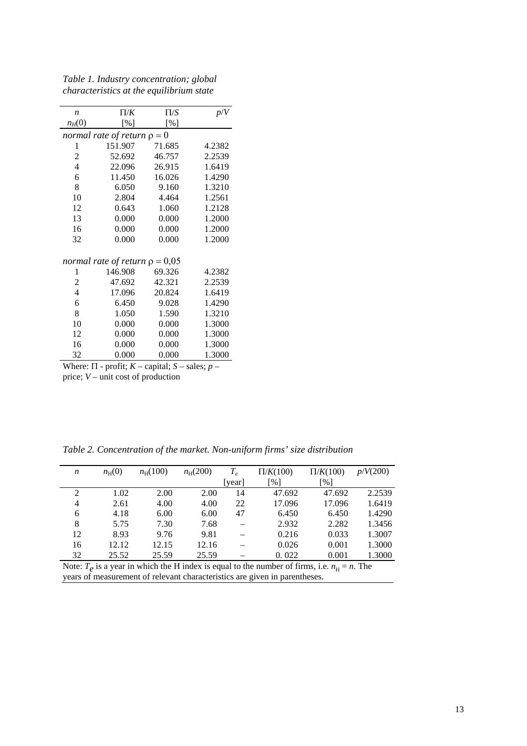*Table 1. Industry concentration; global characteristics at the equilibrium state*

| $n$ $n_H(0)$ | $\Pi/K$ [%] | $\Pi/S$ [%] | $p/V$ |
|---|---|---|---|
| *normal rate of return* $\rho = 0$ | | | |
| 1 | 151.907 | 71.685 | 4.2382 |
| 2 | 52.692 | 46.757 | 2.2539 |
| 4 | 22.096 | 26.915 | 1.6419 |
| 6 | 11.450 | 16.026 | 1.4290 |
| 8 | 6.050 | 9.160 | 1.3210 |
| 10 | 2.804 | 4.464 | 1.2561 |
| 12 | 0.643 | 1.060 | 1.2128 |
| 13 | 0.000 | 0.000 | 1.2000 |
| 16 | 0.000 | 0.000 | 1.2000 |
| 32 | 0.000 | 0.000 | 1.2000 |
| *normal rate of return* $\rho = 0{,}05$ | | | |
| 1 | 146.908 | 69.326 | 4.2382 |
| 2 | 47.692 | 42.321 | 2.2539 |
| 4 | 17.096 | 20.824 | 1.6419 |
| 6 | 6.450 | 9.028 | 1.4290 |
| 8 | 1.050 | 1.590 | 1.3210 |
| 10 | 0.000 | 0.000 | 1.3000 |
| 12 | 0.000 | 0.000 | 1.3000 |
| 16 | 0.000 | 0.000 | 1.3000 |
| 32 | 0.000 | 0.000 | 1.3000 |

Where: $\Pi$ - profit; $K$ – capital; $S$ – sales; $p$ – price; $V$ – unit cost of production

*Table 2. Concentration of the market. Non-uniform firms' size distribution*

| $n$ | $n_H(0)$ | $n_H(100)$ | $n_H(200)$ | $T_e$ [year] | $\Pi/K(100)$ [%] | $\Pi/K(100)$ [%] | $p/V(200)$ |
|---|---|---|---|---|---|---|---|
| 2 | 1.02 | 2.00 | 2.00 | 14 | 47.692 | 47.692 | 2.2539 |
| 4 | 2.61 | 4.00 | 4.00 | 22 | 17.096 | 17.096 | 1.6419 |
| 6 | 4.18 | 6.00 | 6.00 | 47 | 6.450 | 6.450 | 1.4290 |
| 8 | 5.75 | 7.30 | 7.68 | – | 2.932 | 2.282 | 1.3456 |
| 12 | 8.93 | 9.76 | 9.81 | – | 0.216 | 0.033 | 1.3007 |
| 16 | 12.12 | 12.15 | 12.16 | – | 0.026 | 0.001 | 1.3000 |
| 32 | 25.52 | 25.59 | 25.59 | – | 0. 022 | 0.001 | 1.3000 |

Note: $T_e$ is a year in which the H index is equal to the number of firms, i.e. $n_H = n$. The years of measurement of relevant characteristics are given in parentheses.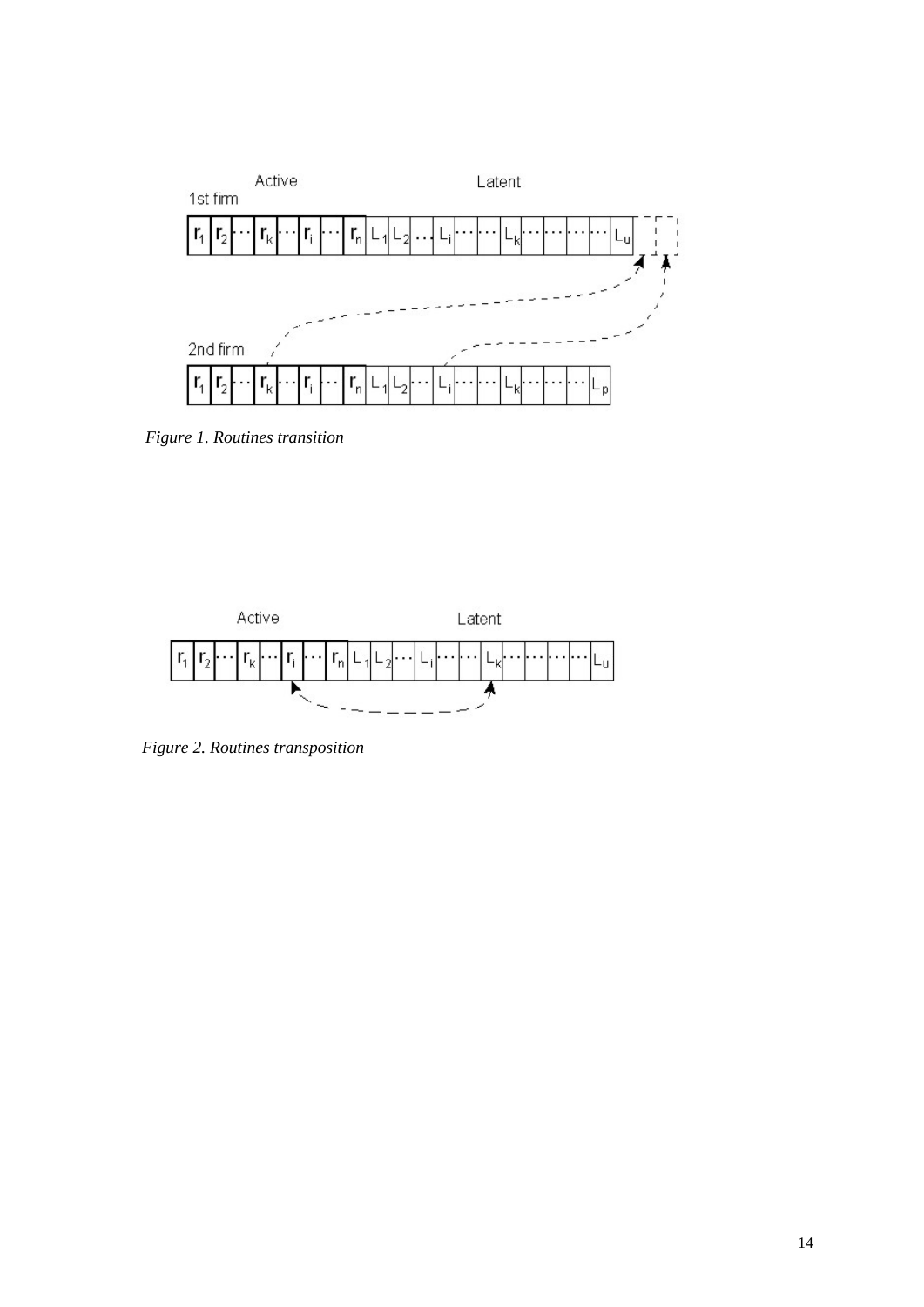*Figure 1. Routines transition*

*Figure 2. Routines transposition*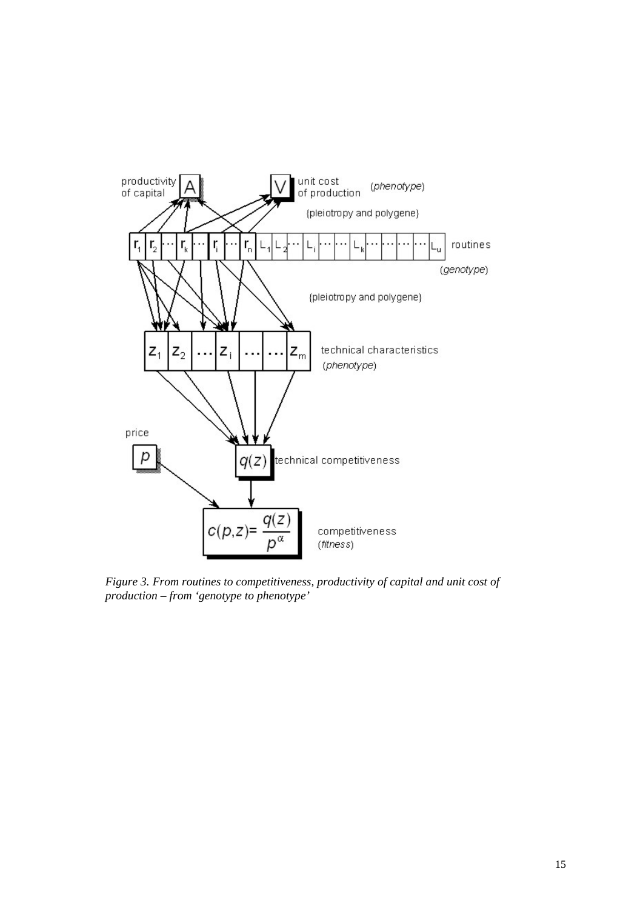*Figure 3. From routines to competitiveness, productivity of capital and unit cost of production – from 'genotype to phenotype'*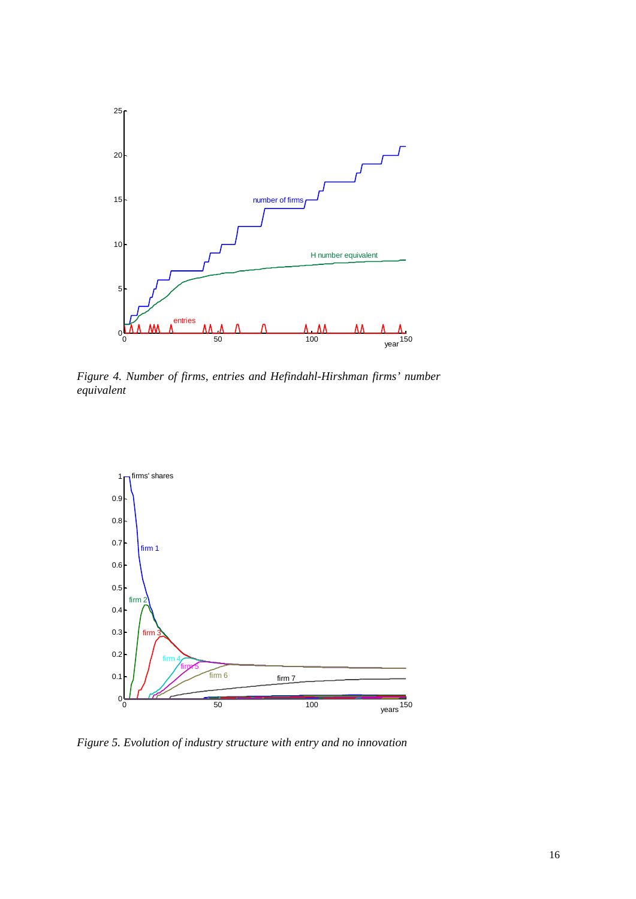*Figure 4. Number of firms, entries and Hefindahl-Hirshman firms' number equivalent*

*Figure 5. Evolution of industry structure with entry and no innovation*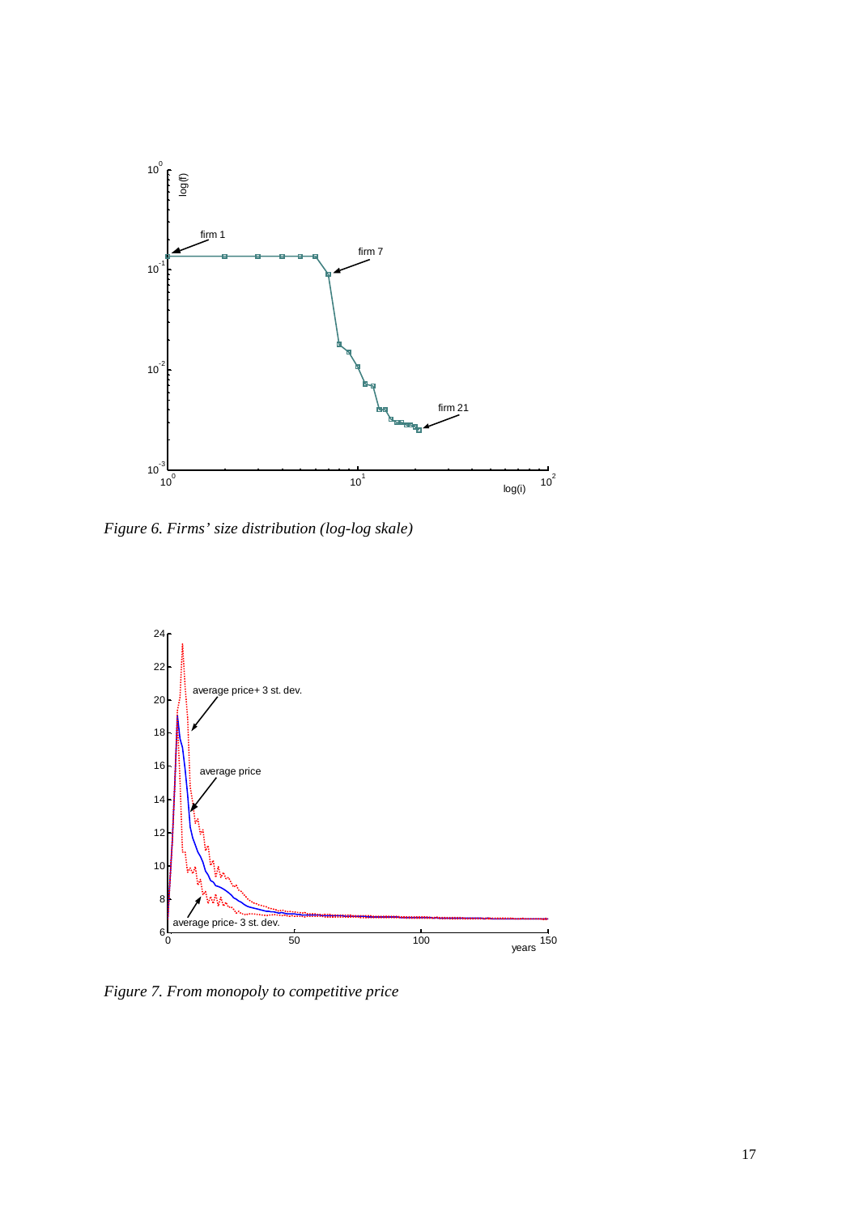*Figure 6. Firms' size distribution (log-log skale)*

*Figure 7. From monopoly to competitive price*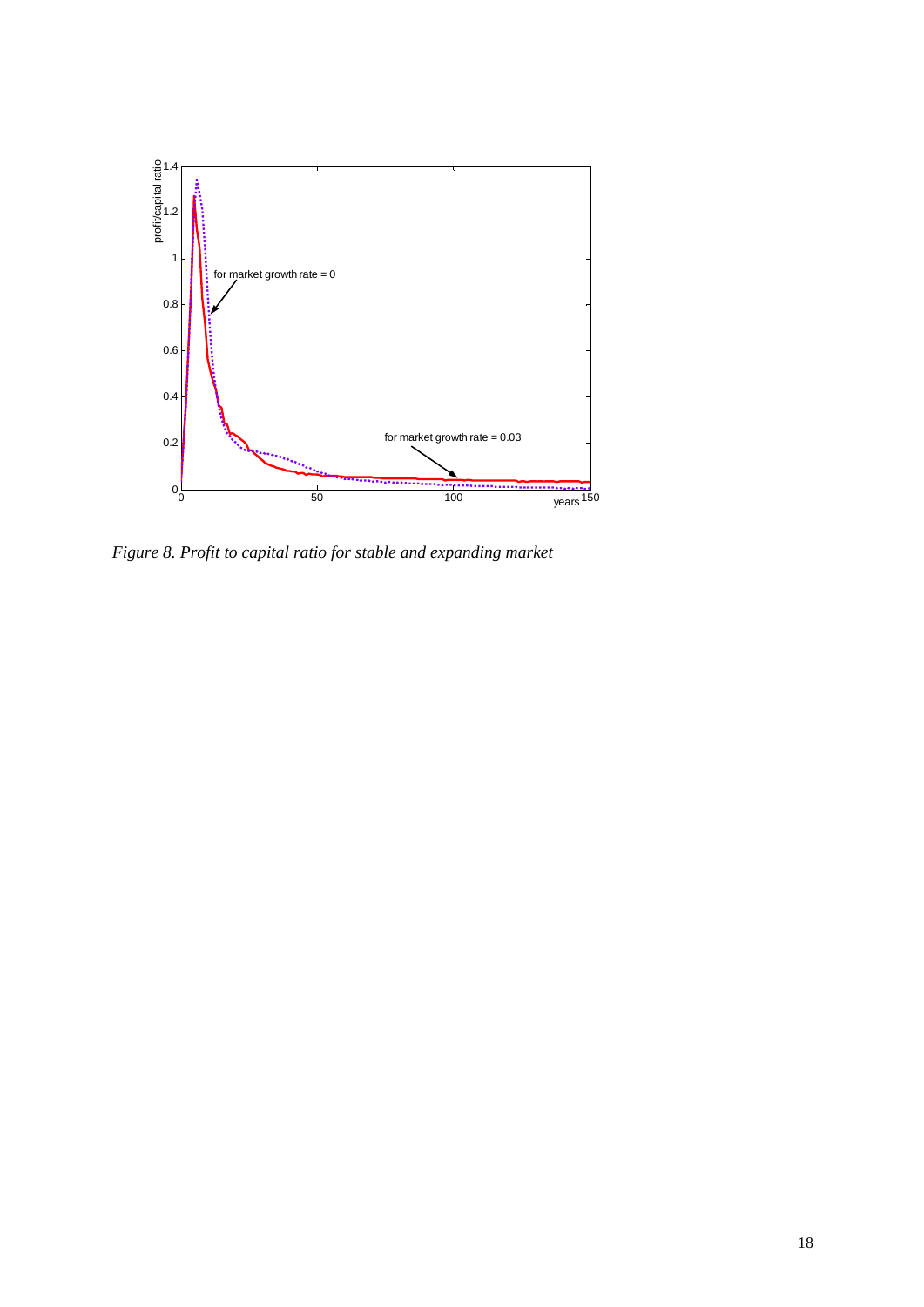*Figure 8. Profit to capital ratio for stable and expanding market*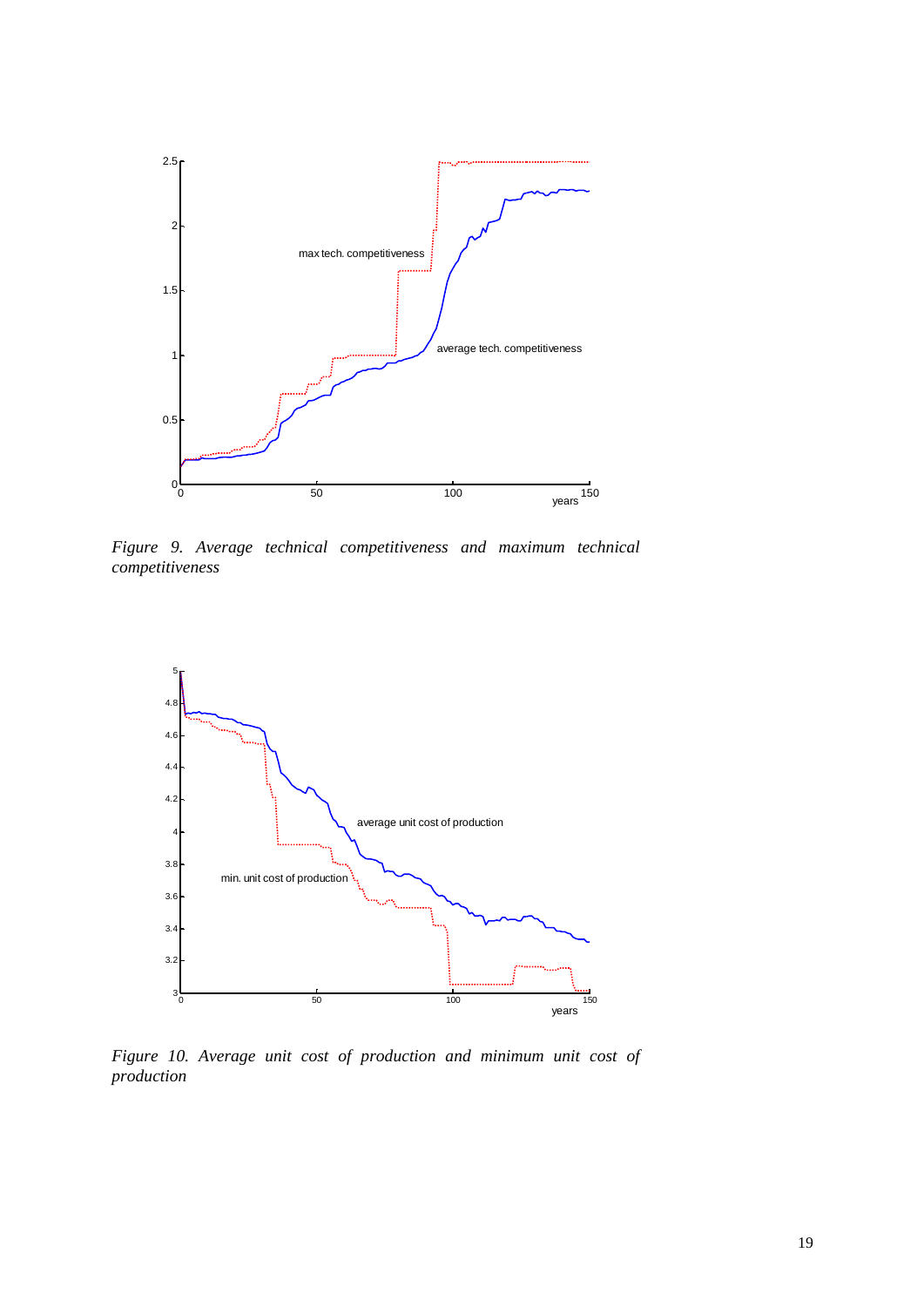*Figure 9. Average technical competitiveness and maximum technical competitiveness*

*Figure 10. Average unit cost of production and minimum unit cost of production*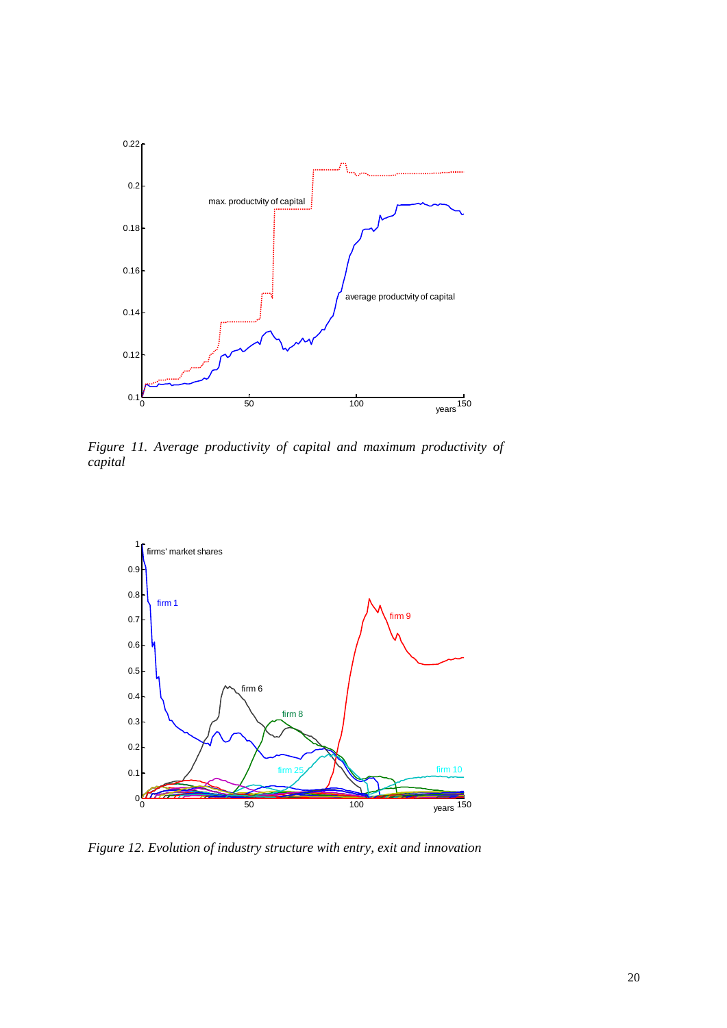*Figure 11. Average productivity of capital and maximum productivity of capital*

*Figure 12. Evolution of industry structure with entry, exit and innovation*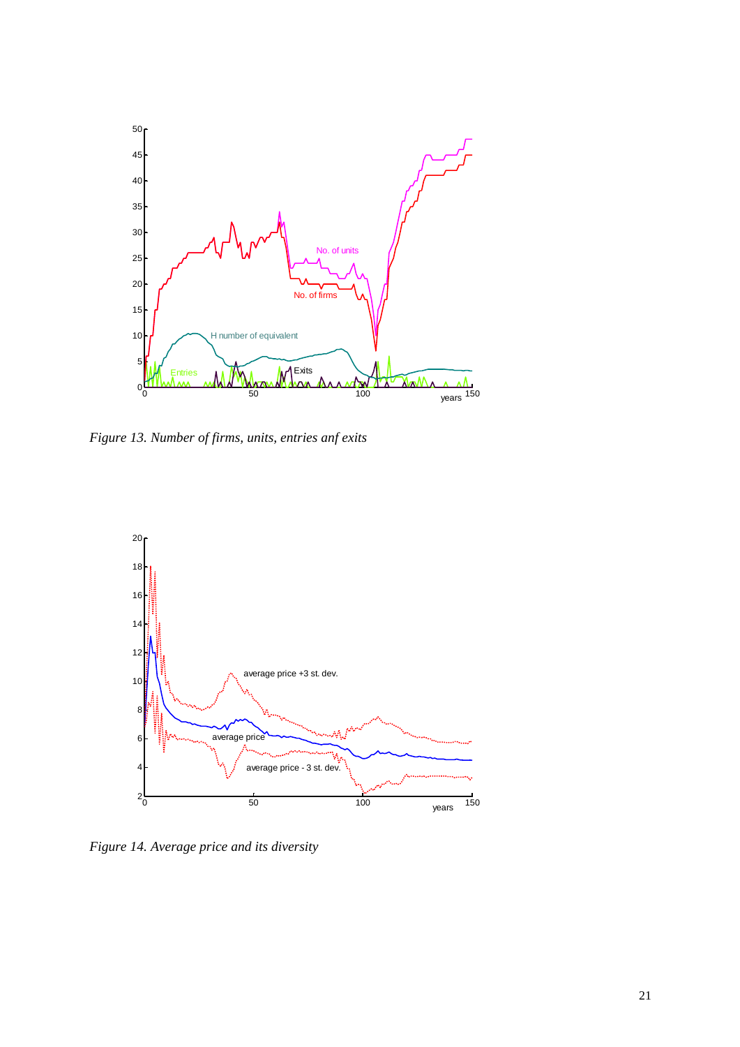*Figure 13. Number of firms, units, entries anf exits*

*Figure 14. Average price and its diversity*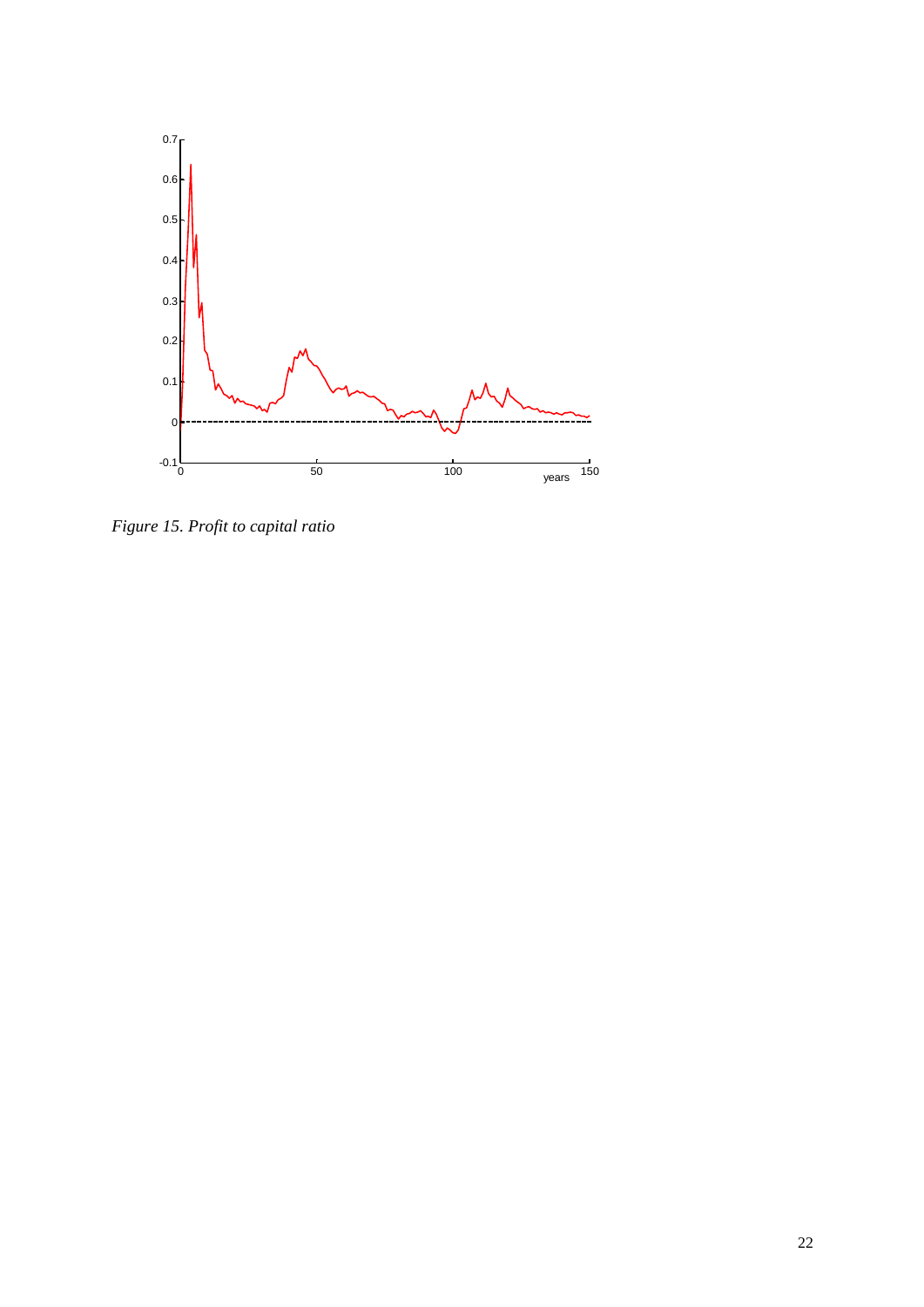0.7
0.6
0.5
0.4
0.3
0.2
0.1
0
-0.1
0
50
100
years
150

*Figure 15. Profit to capital ratio*